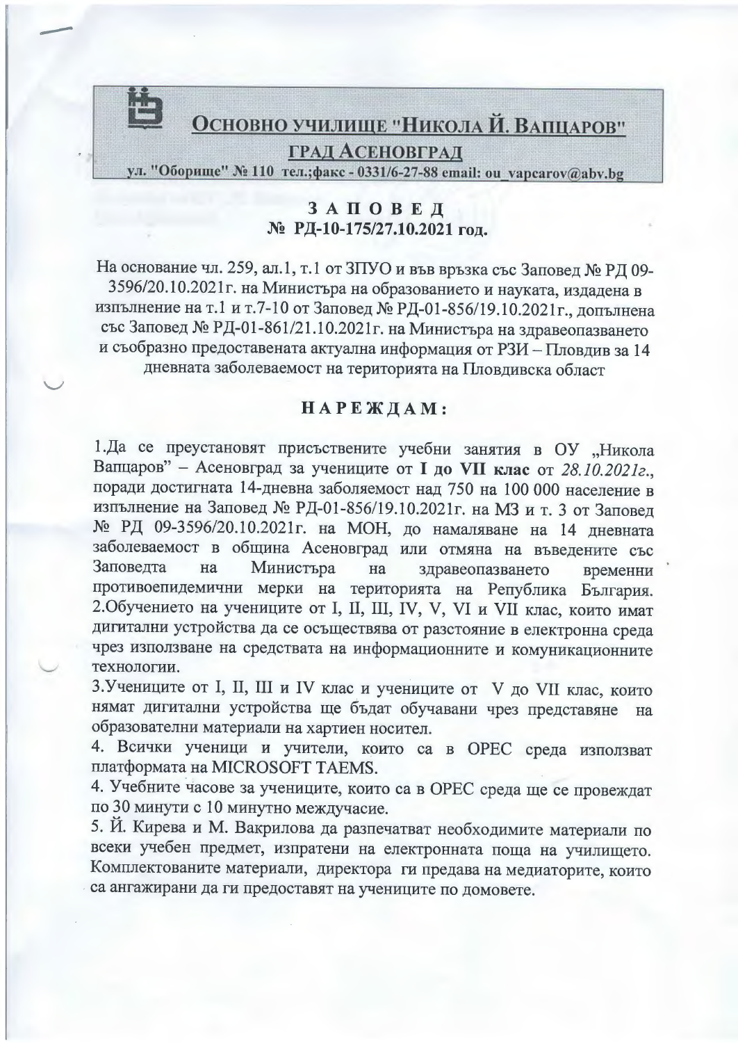# Основно училище "Никола Й. Вапцаров"

## град Асеновград

**ул. "Оборище" № 110 тел.;факс - 0331/6-27-88 email: ou_vapcarov@abv.bg**

**З А П О В Е Д**

**№ РД-10-175/27.10.2021 год.**

На основание чл. 259, ал.1, т.1 от ЗПУО и във връзка със Заповед № РД 09-3596/20.10.2021г. на Министъра на образованието и науката, издадена в изпълнение на т.1 и т.7-10 от Заповед № РД-01-856/19.10.2021г., допълнена със Заповед № РД-01-861/21.10.2021г. на Министъра на здравеопазването и съобразно предоставената актуална информация от РЗИ – Пловдив за 14 дневната заболеваемост на територията на Пловдивска област

**Н А Р Е Ж Д А М :**

1.Да се преустановят присъствените учебни занятия в ОУ „Никола Вапцаров" – Асеновград за учениците от **I до VII клас** от *28.10.2021г.*, поради достигната 14-дневна заболяемост над 750 на 100 000 население в изпълнение на Заповед № РД-01-856/19.10.2021г. на МЗ и т. 3 от Заповед № РД 09-3596/20.10.2021г. на МОН, до намаляване на 14 дневната заболеваемост в община Асеновград или отмяна на въведените със Заповедта на Министъра на здравеопазването временни противоепидемични мерки на територията на Република България.

2.Обучението на учениците от I, II, III, IV, V, VI и VII клас, които имат дигитални устройства да се осъществява от разстояние в електронна среда чрез използване на средствата на информационните и комуникационните технологии.

3.Учениците от I, II, III и IV клас и учениците от V до VII клас, които нямат дигитални устройства ще бъдат обучавани чрез представяне на образователни материали на хартиен носител.

4. Всички ученици и учители, които са в ОРЕС среда използват платформата на MICROSOFT TAEMS.

4. Учебните часове за учениците, които са в ОРЕС среда ще се провеждат по 30 минути с 10 минутно междучасие.

5. Й. Кирева и М. Вакрилова да разпечатват необходимите материали по всеки учебен предмет, изпратени на електронната поща на училището. Комплектованите материали, директора ги предава на медиаторите, които са ангажирани да ги предоставят на учениците по домовете.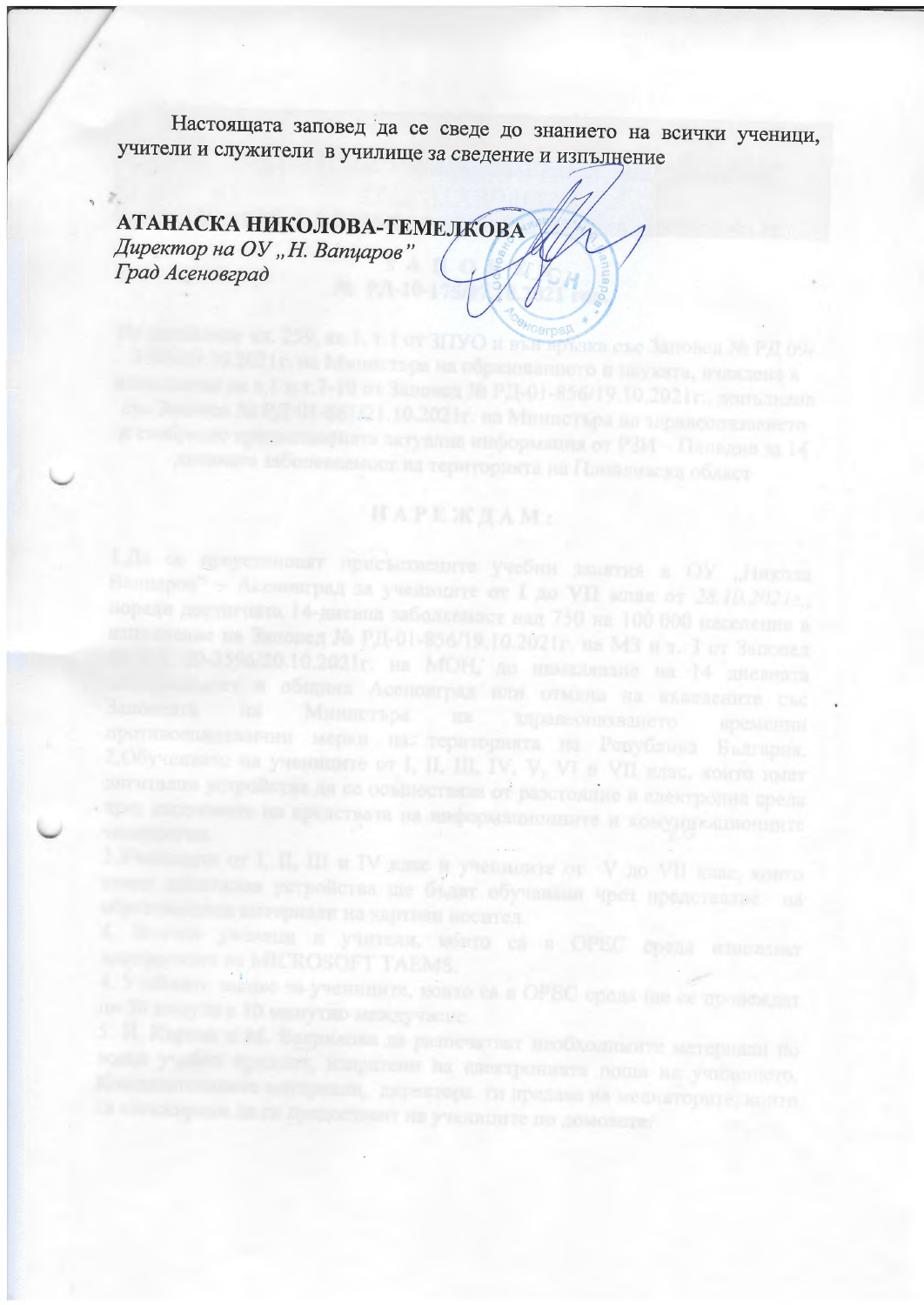Настоящата заповед да се сведе до знанието на всички ученици, учители и служители в училище за сведение и изпълнение

**АТАНАСКА НИКОЛОВА-ТЕМЕЛКОВА**
*Директор на ОУ „Н. Вапцаров"*
*Град Асеновград*